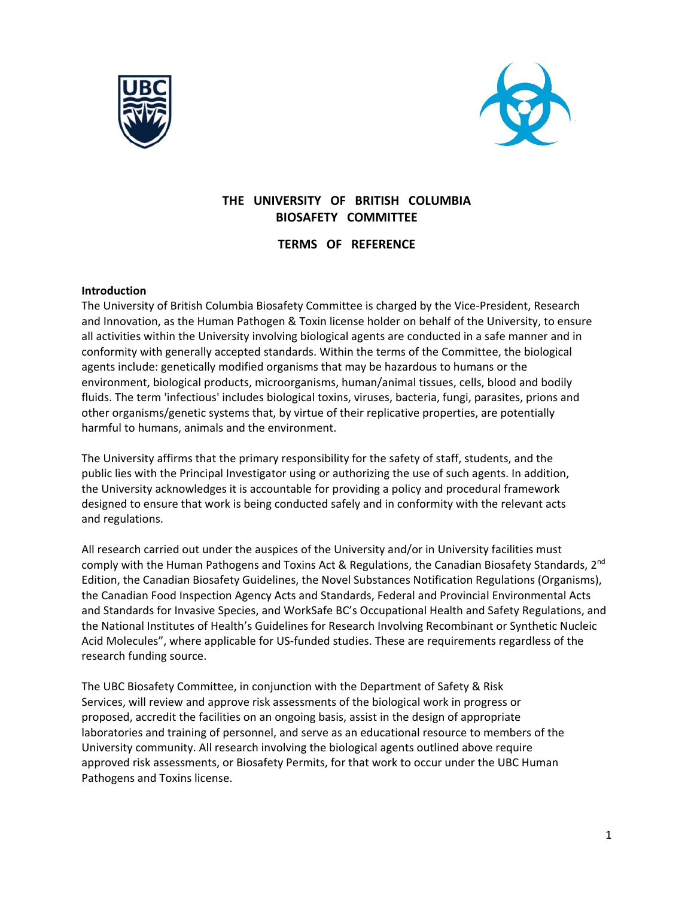# THE UNIVERSITY OF BRITISH COLUMBIA BIOSAFETY COMMITTEE

## TERMS OF REFERENCE

**Introduction**

The University of British Columbia Biosafety Committee is charged by the Vice-President, Research and Innovation, as the Human Pathogen & Toxin license holder on behalf of the University, to ensure all activities within the University involving biological agents are conducted in a safe manner and in conformity with generally accepted standards. Within the terms of the Committee, the biological agents include: genetically modified organisms that may be hazardous to humans or the environment, biological products, microorganisms, human/animal tissues, cells, blood and bodily fluids. The term 'infectious' includes biological toxins, viruses, bacteria, fungi, parasites, prions and other organisms/genetic systems that, by virtue of their replicative properties, are potentially harmful to humans, animals and the environment.

The University affirms that the primary responsibility for the safety of staff, students, and the public lies with the Principal Investigator using or authorizing the use of such agents. In addition, the University acknowledges it is accountable for providing a policy and procedural framework designed to ensure that work is being conducted safely and in conformity with the relevant acts and regulations.

All research carried out under the auspices of the University and/or in University facilities must comply with the Human Pathogens and Toxins Act & Regulations, the Canadian Biosafety Standards, 2nd Edition, the Canadian Biosafety Guidelines, the Novel Substances Notification Regulations (Organisms), the Canadian Food Inspection Agency Acts and Standards, Federal and Provincial Environmental Acts and Standards for Invasive Species, and WorkSafe BC's Occupational Health and Safety Regulations, and the National Institutes of Health's Guidelines for Research Involving Recombinant or Synthetic Nucleic Acid Molecules", where applicable for US-funded studies. These are requirements regardless of the research funding source.

The UBC Biosafety Committee, in conjunction with the Department of Safety & Risk Services, will review and approve risk assessments of the biological work in progress or proposed, accredit the facilities on an ongoing basis, assist in the design of appropriate laboratories and training of personnel, and serve as an educational resource to members of the University community. All research involving the biological agents outlined above require approved risk assessments, or Biosafety Permits, for that work to occur under the UBC Human Pathogens and Toxins license.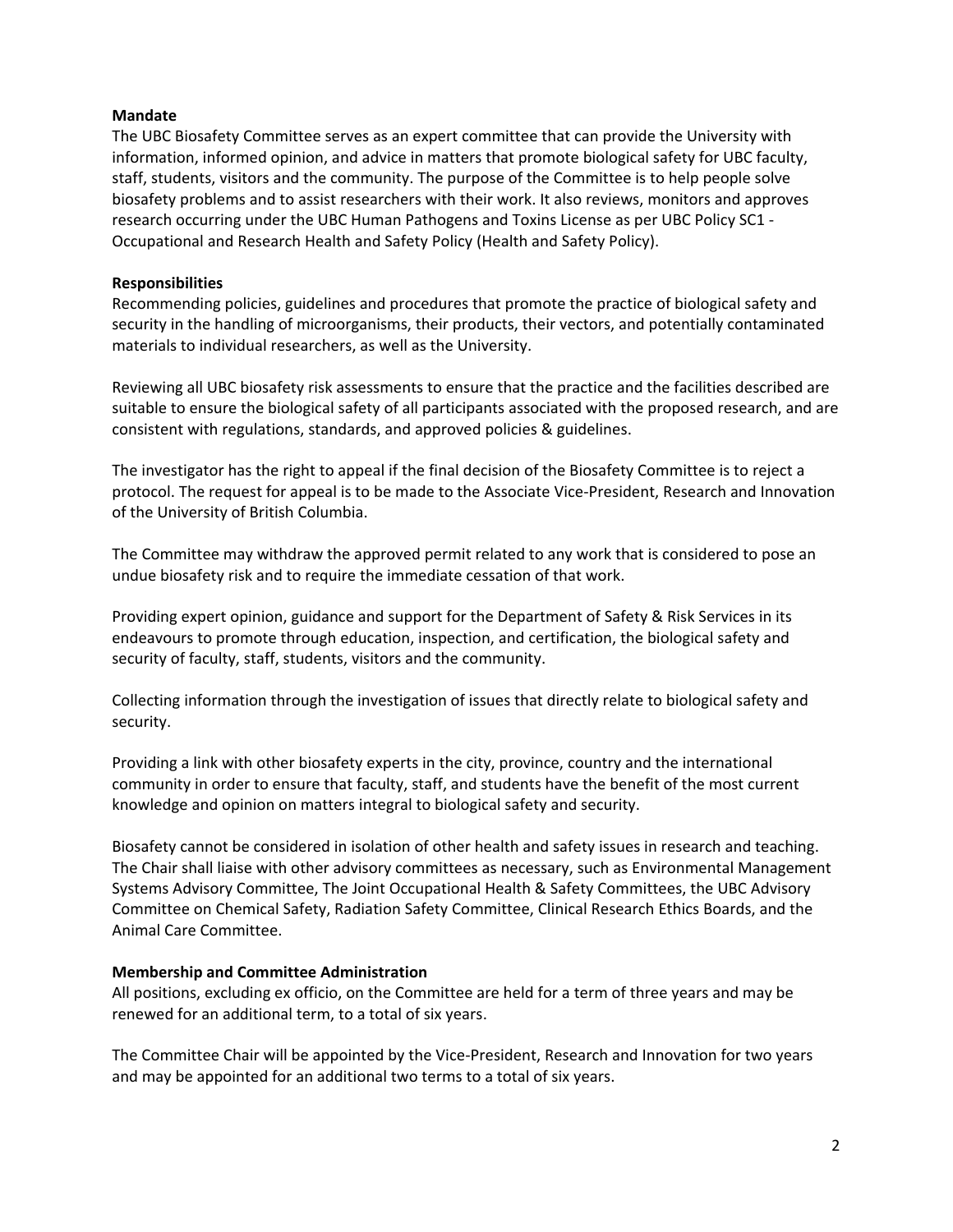**Mandate**

The UBC Biosafety Committee serves as an expert committee that can provide the University with information, informed opinion, and advice in matters that promote biological safety for UBC faculty, staff, students, visitors and the community. The purpose of the Committee is to help people solve biosafety problems and to assist researchers with their work. It also reviews, monitors and approves research occurring under the UBC Human Pathogens and Toxins License as per UBC Policy SC1 - Occupational and Research Health and Safety Policy (Health and Safety Policy).

**Responsibilities**

Recommending policies, guidelines and procedures that promote the practice of biological safety and security in the handling of microorganisms, their products, their vectors, and potentially contaminated materials to individual researchers, as well as the University.

Reviewing all UBC biosafety risk assessments to ensure that the practice and the facilities described are suitable to ensure the biological safety of all participants associated with the proposed research, and are consistent with regulations, standards, and approved policies & guidelines.

The investigator has the right to appeal if the final decision of the Biosafety Committee is to reject a protocol. The request for appeal is to be made to the Associate Vice-President, Research and Innovation of the University of British Columbia.

The Committee may withdraw the approved permit related to any work that is considered to pose an undue biosafety risk and to require the immediate cessation of that work.

Providing expert opinion, guidance and support for the Department of Safety & Risk Services in its endeavours to promote through education, inspection, and certification, the biological safety and security of faculty, staff, students, visitors and the community.

Collecting information through the investigation of issues that directly relate to biological safety and security.

Providing a link with other biosafety experts in the city, province, country and the international community in order to ensure that faculty, staff, and students have the benefit of the most current knowledge and opinion on matters integral to biological safety and security.

Biosafety cannot be considered in isolation of other health and safety issues in research and teaching. The Chair shall liaise with other advisory committees as necessary, such as Environmental Management Systems Advisory Committee, The Joint Occupational Health & Safety Committees, the UBC Advisory Committee on Chemical Safety, Radiation Safety Committee, Clinical Research Ethics Boards, and the Animal Care Committee.

**Membership and Committee Administration**

All positions, excluding ex officio, on the Committee are held for a term of three years and may be renewed for an additional term, to a total of six years.

The Committee Chair will be appointed by the Vice-President, Research and Innovation for two years and may be appointed for an additional two terms to a total of six years.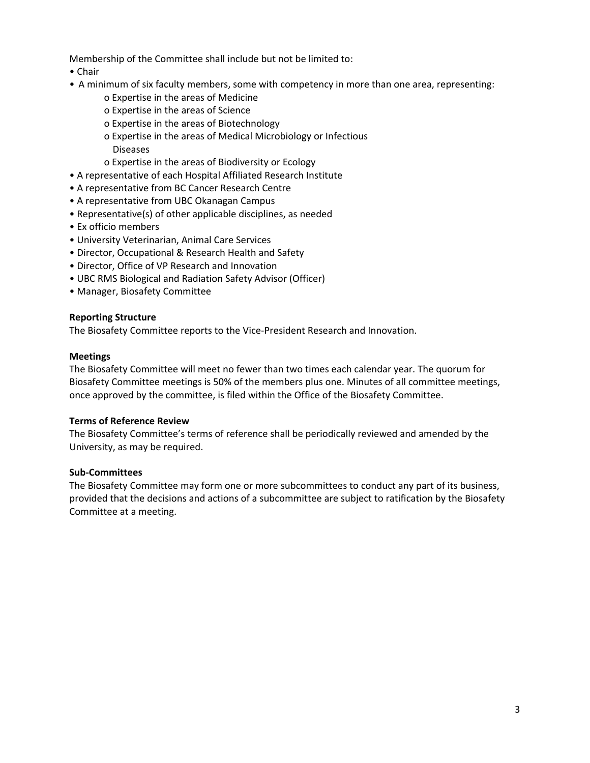Membership of the Committee shall include but not be limited to:

- Chair
- A minimum of six faculty members, some with competency in more than one area, representing:
    - Expertise in the areas of Medicine
    - Expertise in the areas of Science
    - Expertise in the areas of Biotechnology
    - Expertise in the areas of Medical Microbiology or Infectious Diseases
    - Expertise in the areas of Biodiversity or Ecology
- A representative of each Hospital Affiliated Research Institute
- A representative from BC Cancer Research Centre
- A representative from UBC Okanagan Campus
- Representative(s) of other applicable disciplines, as needed
- Ex officio members
- University Veterinarian, Animal Care Services
- Director, Occupational & Research Health and Safety
- Director, Office of VP Research and Innovation
- UBC RMS Biological and Radiation Safety Advisor (Officer)
- Manager, Biosafety Committee

**Reporting Structure**

The Biosafety Committee reports to the Vice-President Research and Innovation.

**Meetings**

The Biosafety Committee will meet no fewer than two times each calendar year. The quorum for Biosafety Committee meetings is 50% of the members plus one. Minutes of all committee meetings, once approved by the committee, is filed within the Office of the Biosafety Committee.

**Terms of Reference Review**

The Biosafety Committee's terms of reference shall be periodically reviewed and amended by the University, as may be required.

**Sub-Committees**

The Biosafety Committee may form one or more subcommittees to conduct any part of its business, provided that the decisions and actions of a subcommittee are subject to ratification by the Biosafety Committee at a meeting.